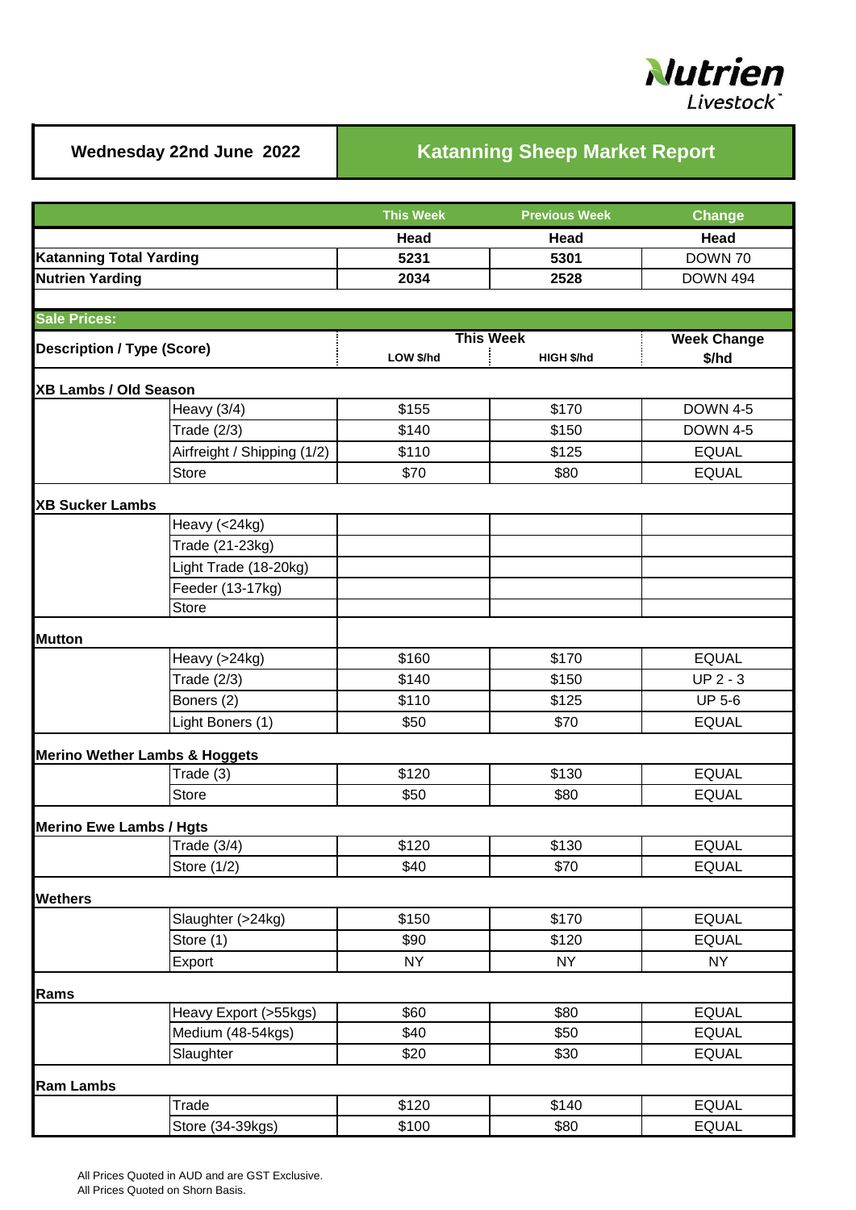Nutrien Livestock

**Wednesday 22nd June 2022**

# Katanning Sheep Market Report

| | | This Week | Previous Week | Change |
|---|---|---|---|---|
| | | Head | Head | Head |
| **Katanning Total Yarding** | | 5231 | 5301 | DOWN 70 |
| **Nutrien Yarding** | | 2034 | 2528 | DOWN 494 |

**Sale Prices:**

| Description / Type (Score) | | This Week LOW $/hd | This Week HIGH $/hd | Week Change $/hd |
|---|---|---|---|---|
| **XB Lambs / Old Season** | | | | |
| | Heavy (3/4) | $155 | $170 | DOWN 4-5 |
| | Trade (2/3) | $140 | $150 | DOWN 4-5 |
| | Airfreight / Shipping (1/2) | $110 | $125 | EQUAL |
| | Store | $70 | $80 | EQUAL |
| **XB Sucker Lambs** | | | | |
| | Heavy (<24kg) | | | |
| | Trade (21-23kg) | | | |
| | Light Trade (18-20kg) | | | |
| | Feeder (13-17kg) | | | |
| | Store | | | |
| **Mutton** | | | | |
| | Heavy (>24kg) | $160 | $170 | EQUAL |
| | Trade (2/3) | $140 | $150 | UP 2 - 3 |
| | Boners (2) | $110 | $125 | UP 5-6 |
| | Light Boners (1) | $50 | $70 | EQUAL |
| **Merino Wether Lambs & Hoggets** | | | | |
| | Trade (3) | $120 | $130 | EQUAL |
| | Store | $50 | $80 | EQUAL |
| **Merino Ewe Lambs / Hgts** | | | | |
| | Trade (3/4) | $120 | $130 | EQUAL |
| | Store (1/2) | $40 | $70 | EQUAL |
| **Wethers** | | | | |
| | Slaughter (>24kg) | $150 | $170 | EQUAL |
| | Store (1) | $90 | $120 | EQUAL |
| | Export | NY | NY | NY |
| **Rams** | | | | |
| | Heavy Export (>55kgs) | $60 | $80 | EQUAL |
| | Medium (48-54kgs) | $40 | $50 | EQUAL |
| | Slaughter | $20 | $30 | EQUAL |
| **Ram Lambs** | | | | |
| | Trade | $120 | $140 | EQUAL |
| | Store (34-39kgs) | $100 | $80 | EQUAL |

All Prices Quoted in AUD and are GST Exclusive.
All Prices Quoted on Shorn Basis.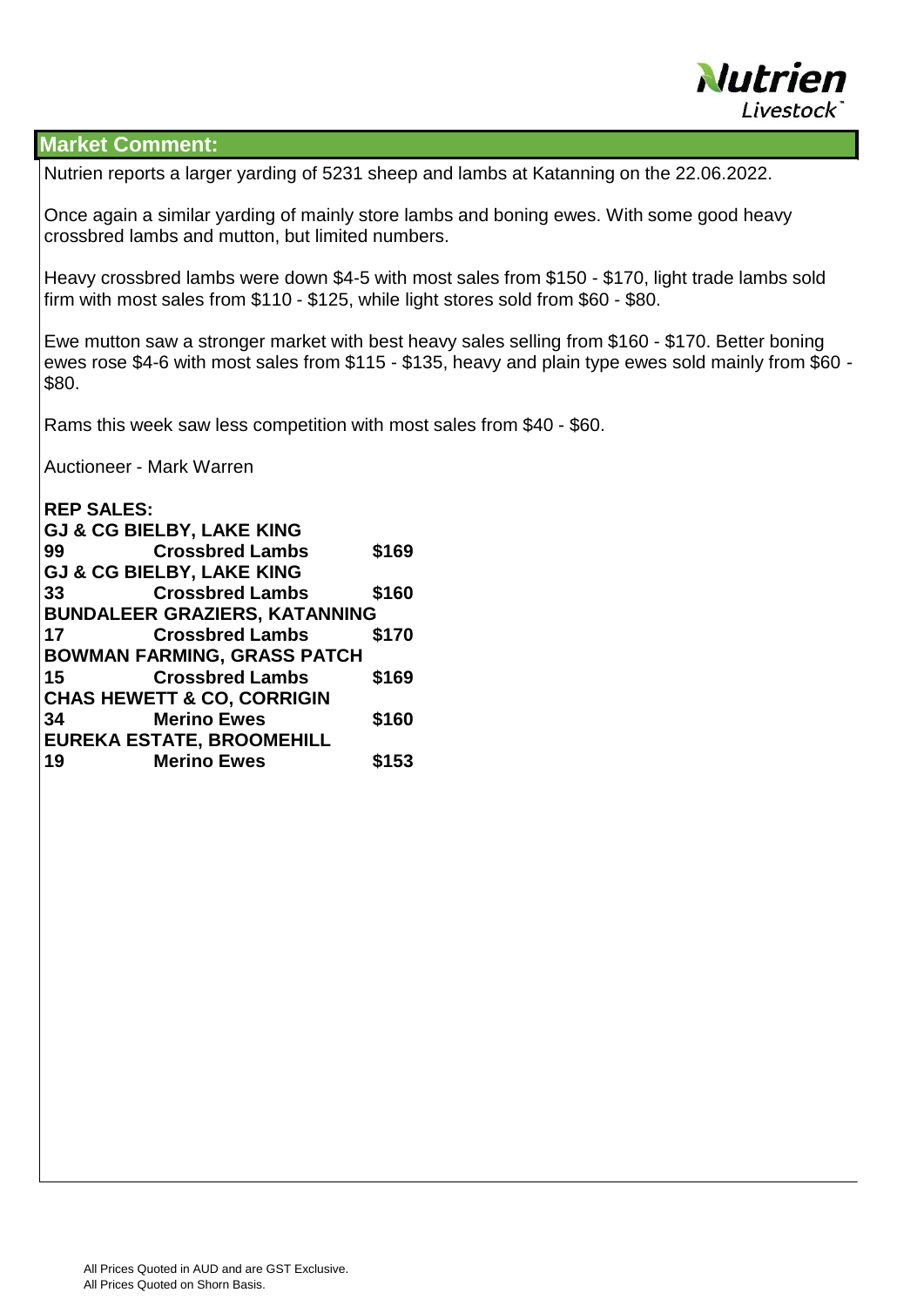## Market Comment:

Nutrien reports a larger yarding of 5231 sheep and lambs at Katanning on the 22.06.2022.

Once again a similar yarding of mainly store lambs and boning ewes. With some good heavy crossbred lambs and mutton, but limited numbers.

Heavy crossbred lambs were down $4-5 with most sales from $150 - $170, light trade lambs sold firm with most sales from $110 - $125, while light stores sold from $60 - $80.

Ewe mutton saw a stronger market with best heavy sales selling from $160 - $170. Better boning ewes rose $4-6 with most sales from $115 - $135, heavy and plain type ewes sold mainly from $60 - $80.

Rams this week saw less competition with most sales from $40 - $60.

Auctioneer - Mark Warren

**REP SALES:**

| | | |
|---|---|---|
| **GJ & CG BIELBY, LAKE KING** | | |
| **99** | **Crossbred Lambs** | **$169** |
| **GJ & CG BIELBY, LAKE KING** | | |
| **33** | **Crossbred Lambs** | **$160** |
| **BUNDALEER GRAZIERS, KATANNING** | | |
| **17** | **Crossbred Lambs** | **$170** |
| **BOWMAN FARMING, GRASS PATCH** | | |
| **15** | **Crossbred Lambs** | **$169** |
| **CHAS HEWETT & CO, CORRIGIN** | | |
| **34** | **Merino Ewes** | **$160** |
| **EUREKA ESTATE, BROOMEHILL** | | |
| **19** | **Merino Ewes** | **$153** |

All Prices Quoted in AUD and are GST Exclusive.
All Prices Quoted on Shorn Basis.